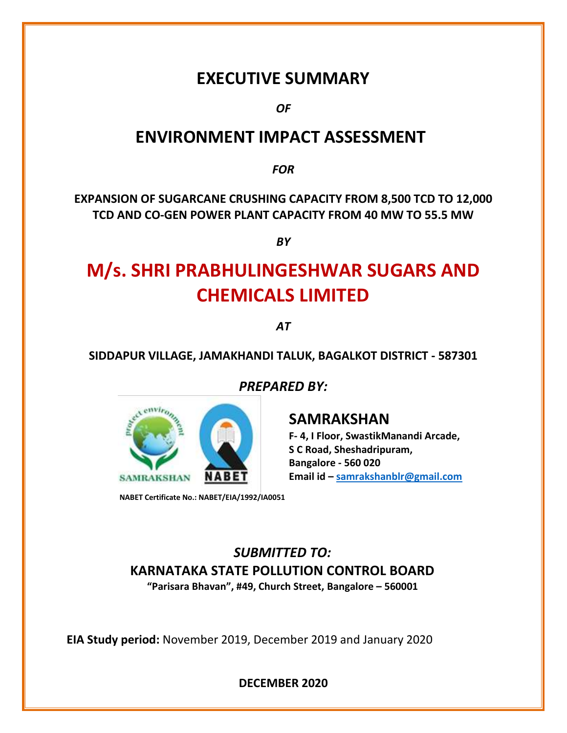# EXECUTIVE SUMMARY

*OF*

# ENVIRONMENT IMPACT ASSESSMENT

*FOR*

**EXPANSION OF SUGARCANE CRUSHING CAPACITY FROM 8,500 TCD TO 12,000 TCD AND CO-GEN POWER PLANT CAPACITY FROM 40 MW TO 55.5 MW**

*BY*

# M/s. SHRI PRABHULINGESHWAR SUGARS AND CHEMICALS LIMITED

*AT*

**SIDDAPUR VILLAGE, JAMAKHANDI TALUK, BAGALKOT DISTRICT - 587301**

***PREPARED BY:***

SAMRAKSHAN NABET

## SAMRAKSHAN

**F- 4, I Floor, SwastikManandi Arcade,**
**S C Road, Sheshadripuram,**
**Bangalore - 560 020**
**Email id – samrakshanblr@gmail.com**

**NABET Certificate No.: NABET/EIA/1992/IA0051**

***SUBMITTED TO:***

**KARNATAKA STATE POLLUTION CONTROL BOARD**

**"Parisara Bhavan", #49, Church Street, Bangalore – 560001**

**EIA Study period:** November 2019, December 2019 and January 2020

**DECEMBER 2020**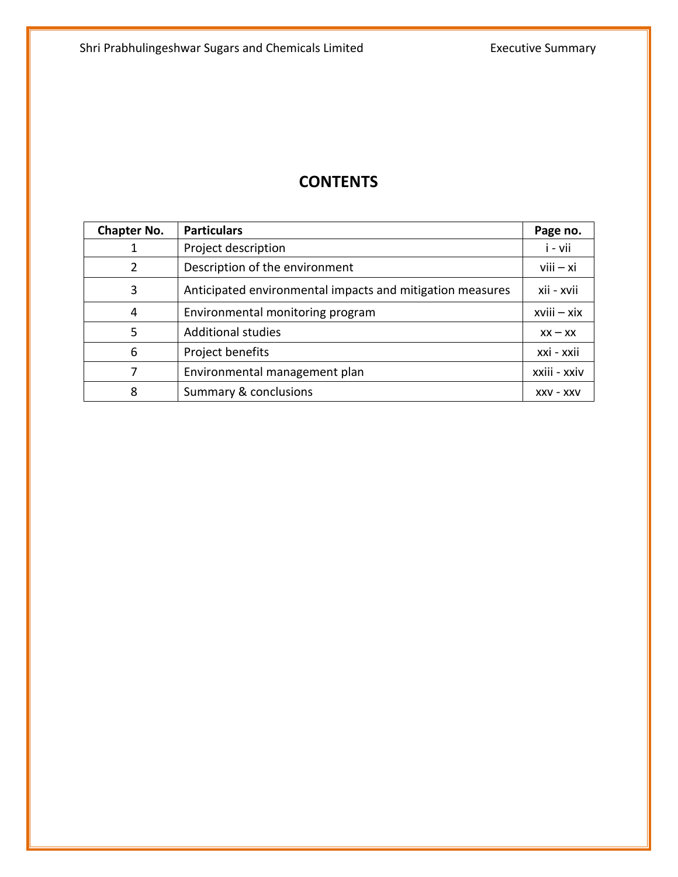# CONTENTS

| Chapter No. | Particulars | Page no. |
|---|---|---|
| 1 | Project description | i - vii |
| 2 | Description of the environment | viii – xi |
| 3 | Anticipated environmental impacts and mitigation measures | xii - xvii |
| 4 | Environmental monitoring program | xviii – xix |
| 5 | Additional studies | xx – xx |
| 6 | Project benefits | xxi - xxii |
| 7 | Environmental management plan | xxiii - xxiv |
| 8 | Summary & conclusions | xxv - xxv |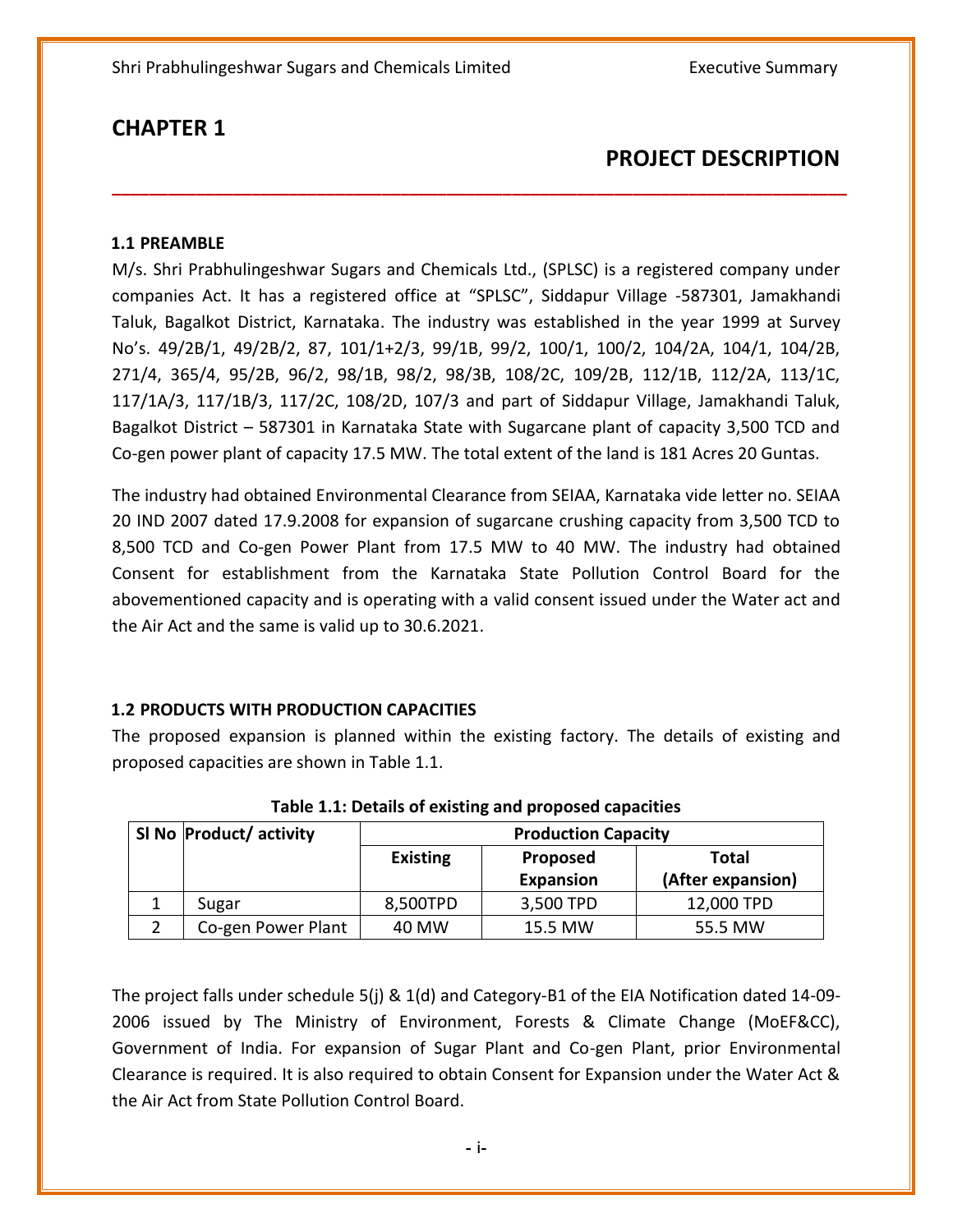# CHAPTER 1

## PROJECT DESCRIPTION

### 1.1 PREAMBLE

M/s. Shri Prabhulingeshwar Sugars and Chemicals Ltd., (SPLSC) is a registered company under companies Act. It has a registered office at "SPLSC", Siddapur Village -587301, Jamakhandi Taluk, Bagalkot District, Karnataka. The industry was established in the year 1999 at Survey No's. 49/2B/1, 49/2B/2, 87, 101/1+2/3, 99/1B, 99/2, 100/1, 100/2, 104/2A, 104/1, 104/2B, 271/4, 365/4, 95/2B, 96/2, 98/1B, 98/2, 98/3B, 108/2C, 109/2B, 112/1B, 112/2A, 113/1C, 117/1A/3, 117/1B/3, 117/2C, 108/2D, 107/3 and part of Siddapur Village, Jamakhandi Taluk, Bagalkot District – 587301 in Karnataka State with Sugarcane plant of capacity 3,500 TCD and Co-gen power plant of capacity 17.5 MW. The total extent of the land is 181 Acres 20 Guntas.

The industry had obtained Environmental Clearance from SEIAA, Karnataka vide letter no. SEIAA 20 IND 2007 dated 17.9.2008 for expansion of sugarcane crushing capacity from 3,500 TCD to 8,500 TCD and Co-gen Power Plant from 17.5 MW to 40 MW. The industry had obtained Consent for establishment from the Karnataka State Pollution Control Board for the abovementioned capacity and is operating with a valid consent issued under the Water act and the Air Act and the same is valid up to 30.6.2021.

### 1.2 PRODUCTS WITH PRODUCTION CAPACITIES

The proposed expansion is planned within the existing factory. The details of existing and proposed capacities are shown in Table 1.1.

**Table 1.1: Details of existing and proposed capacities**

| Sl No | Product/ activity | Production Capacity | | |
|---|---|---|---|---|
| | | Existing | Proposed Expansion | Total (After expansion) |
| 1 | Sugar | 8,500TPD | 3,500 TPD | 12,000 TPD |
| 2 | Co-gen Power Plant | 40 MW | 15.5 MW | 55.5 MW |

The project falls under schedule 5(j) & 1(d) and Category-B1 of the EIA Notification dated 14-09-2006 issued by The Ministry of Environment, Forests & Climate Change (MoEF&CC), Government of India. For expansion of Sugar Plant and Co-gen Plant, prior Environmental Clearance is required. It is also required to obtain Consent for Expansion under the Water Act & the Air Act from State Pollution Control Board.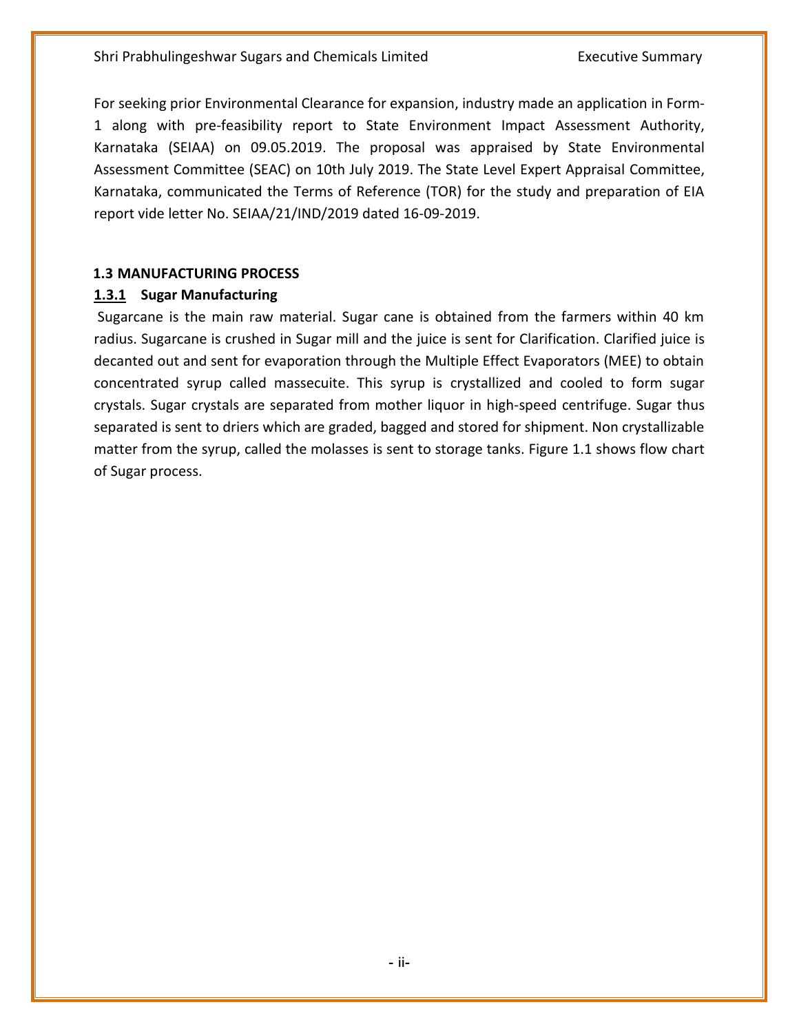For seeking prior Environmental Clearance for expansion, industry made an application in Form-1 along with pre-feasibility report to State Environment Impact Assessment Authority, Karnataka (SEIAA) on 09.05.2019. The proposal was appraised by State Environmental Assessment Committee (SEAC) on 10th July 2019. The State Level Expert Appraisal Committee, Karnataka, communicated the Terms of Reference (TOR) for the study and preparation of EIA report vide letter No. SEIAA/21/IND/2019 dated 16-09-2019.

## 1.3 MANUFACTURING PROCESS

### 1.3.1 Sugar Manufacturing

Sugarcane is the main raw material. Sugar cane is obtained from the farmers within 40 km radius. Sugarcane is crushed in Sugar mill and the juice is sent for Clarification. Clarified juice is decanted out and sent for evaporation through the Multiple Effect Evaporators (MEE) to obtain concentrated syrup called massecuite. This syrup is crystallized and cooled to form sugar crystals. Sugar crystals are separated from mother liquor in high-speed centrifuge. Sugar thus separated is sent to driers which are graded, bagged and stored for shipment. Non crystallizable matter from the syrup, called the molasses is sent to storage tanks. Figure 1.1 shows flow chart of Sugar process.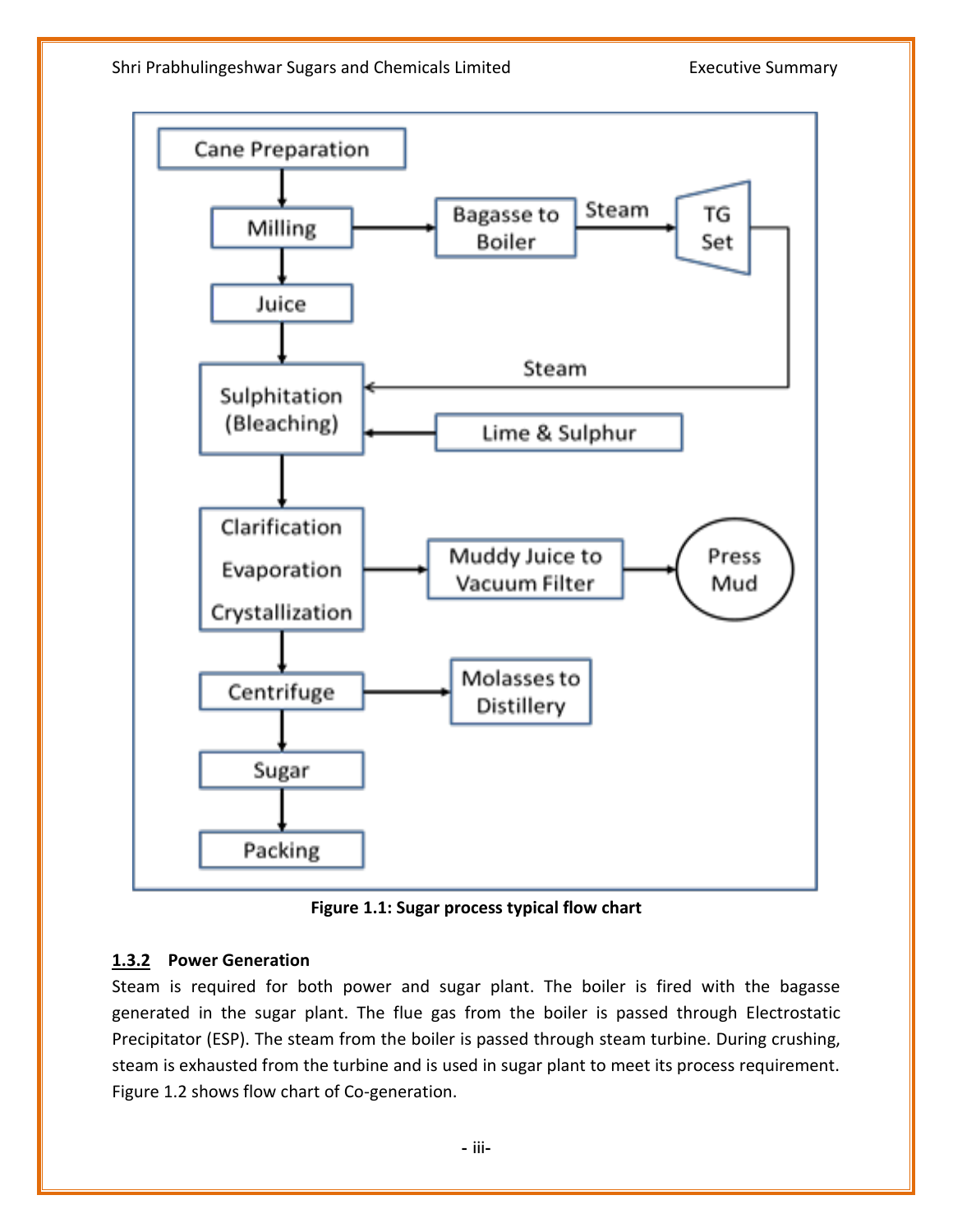Figure 1.1: Sugar process typical flow chart

### 1.3.2 Power Generation

Steam is required for both power and sugar plant. The boiler is fired with the bagasse generated in the sugar plant. The flue gas from the boiler is passed through Electrostatic Precipitator (ESP). The steam from the boiler is passed through steam turbine. During crushing, steam is exhausted from the turbine and is used in sugar plant to meet its process requirement. Figure 1.2 shows flow chart of Co-generation.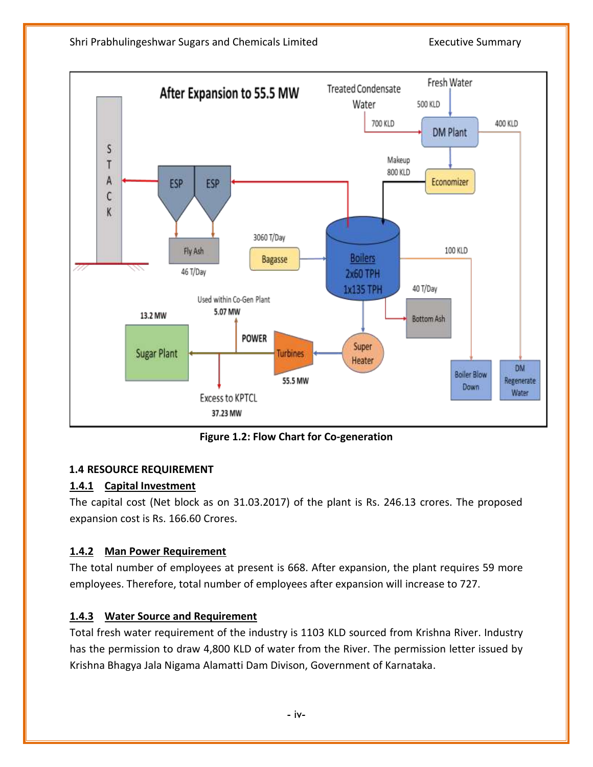Figure 1.2: Flow Chart for Co-generation

### 1.4 RESOURCE REQUIREMENT

#### 1.4.1 Capital Investment

The capital cost (Net block as on 31.03.2017) of the plant is Rs. 246.13 crores. The proposed expansion cost is Rs. 166.60 Crores.

#### 1.4.2 Man Power Requirement

The total number of employees at present is 668. After expansion, the plant requires 59 more employees. Therefore, total number of employees after expansion will increase to 727.

#### 1.4.3 Water Source and Requirement

Total fresh water requirement of the industry is 1103 KLD sourced from Krishna River. Industry has the permission to draw 4,800 KLD of water from the River. The permission letter issued by Krishna Bhagya Jala Nigama Alamatti Dam Divison, Government of Karnataka.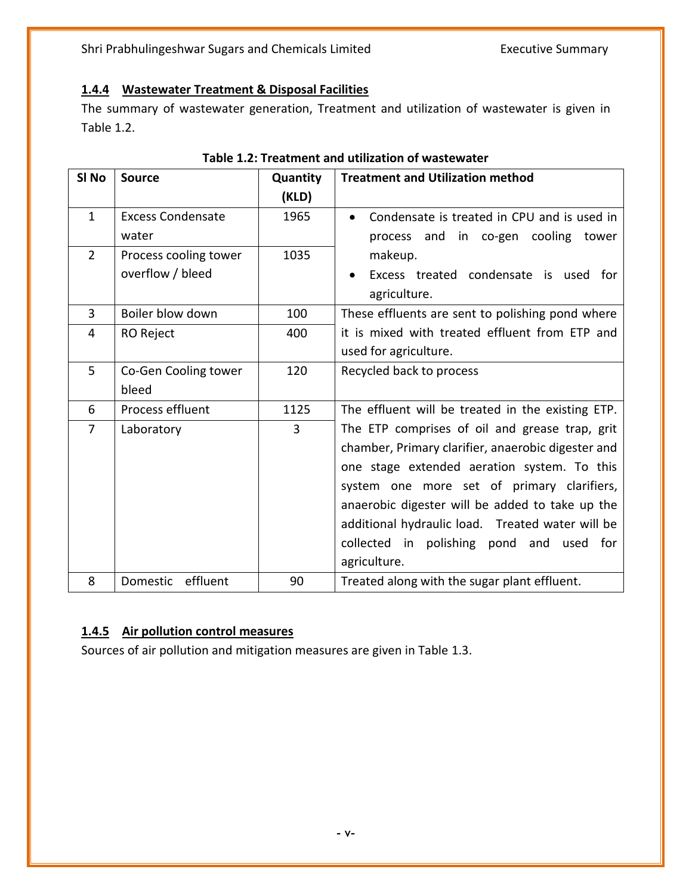#### 1.4.4 Wastewater Treatment & Disposal Facilities

The summary of wastewater generation, Treatment and utilization of wastewater is given in Table 1.2.

**Table 1.2: Treatment and utilization of wastewater**

| Sl No | Source | Quantity (KLD) | Treatment and Utilization method |
|---|---|---|---|
| 1 | Excess Condensate water | 1965 | • Condensate is treated in CPU and is used in process and in co-gen cooling tower makeup.<br>• Excess treated condensate is used for agriculture. |
| 2 | Process cooling tower overflow / bleed | 1035 | |
| 3 | Boiler blow down | 100 | These effluents are sent to polishing pond where it is mixed with treated effluent from ETP and used for agriculture. |
| 4 | RO Reject | 400 | |
| 5 | Co-Gen Cooling tower bleed | 120 | Recycled back to process |
| 6 | Process effluent | 1125 | The effluent will be treated in the existing ETP. The ETP comprises of oil and grease trap, grit chamber, Primary clarifier, anaerobic digester and one stage extended aeration system. To this system one more set of primary clarifiers, anaerobic digester will be added to take up the additional hydraulic load. Treated water will be collected in polishing pond and used for agriculture. |
| 7 | Laboratory | 3 | |
| 8 | Domestic effluent | 90 | Treated along with the sugar plant effluent. |

#### 1.4.5 Air pollution control measures

Sources of air pollution and mitigation measures are given in Table 1.3.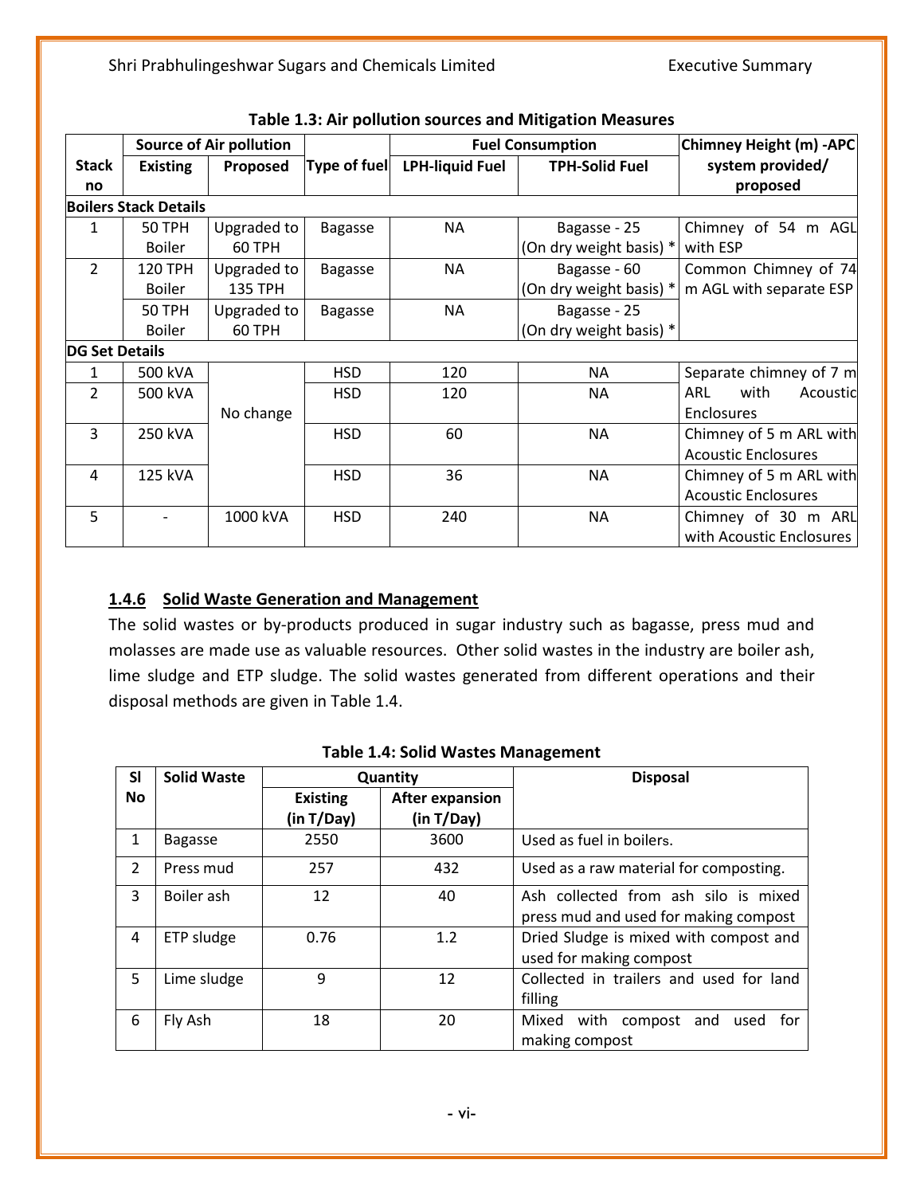**Table 1.3: Air pollution sources and Mitigation Measures**

| Stack no | Source of Air pollution | | Type of fuel | Fuel Consumption | | Chimney Height (m) -APC system provided/ proposed |
|---|---|---|---|---|---|---|
| | Existing | Proposed | | LPH-liquid Fuel | TPH-Solid Fuel | |
| **Boilers Stack Details** | | | | | | |
| 1 | 50 TPH Boiler | Upgraded to 60 TPH | Bagasse | NA | Bagasse - 25 (On dry weight basis) * | Chimney of 54 m AGL with ESP |
| 2 | 120 TPH Boiler | Upgraded to 135 TPH | Bagasse | NA | Bagasse - 60 (On dry weight basis) * | Common Chimney of 74 m AGL with separate ESP |
| | 50 TPH Boiler | Upgraded to 60 TPH | Bagasse | NA | Bagasse - 25 (On dry weight basis) * | |
| **DG Set Details** | | | | | | |
| 1 | 500 kVA | No change | HSD | 120 | NA | Separate chimney of 7 m ARL with Acoustic Enclosures |
| 2 | 500 kVA | | HSD | 120 | NA | |
| 3 | 250 kVA | | HSD | 60 | NA | Chimney of 5 m ARL with Acoustic Enclosures |
| 4 | 125 kVA | | HSD | 36 | NA | Chimney of 5 m ARL with Acoustic Enclosures |
| 5 | - | 1000 kVA | HSD | 240 | NA | Chimney of 30 m ARL with Acoustic Enclosures |

### 1.4.6 Solid Waste Generation and Management

The solid wastes or by-products produced in sugar industry such as bagasse, press mud and molasses are made use as valuable resources. Other solid wastes in the industry are boiler ash, lime sludge and ETP sludge. The solid wastes generated from different operations and their disposal methods are given in Table 1.4.

**Table 1.4: Solid Wastes Management**

| Sl No | Solid Waste | Quantity | | Disposal |
|---|---|---|---|---|
| | | Existing (in T/Day) | After expansion (in T/Day) | |
| 1 | Bagasse | 2550 | 3600 | Used as fuel in boilers. |
| 2 | Press mud | 257 | 432 | Used as a raw material for composting. |
| 3 | Boiler ash | 12 | 40 | Ash collected from ash silo is mixed press mud and used for making compost |
| 4 | ETP sludge | 0.76 | 1.2 | Dried Sludge is mixed with compost and used for making compost |
| 5 | Lime sludge | 9 | 12 | Collected in trailers and used for land filling |
| 6 | Fly Ash | 18 | 20 | Mixed with compost and used for making compost |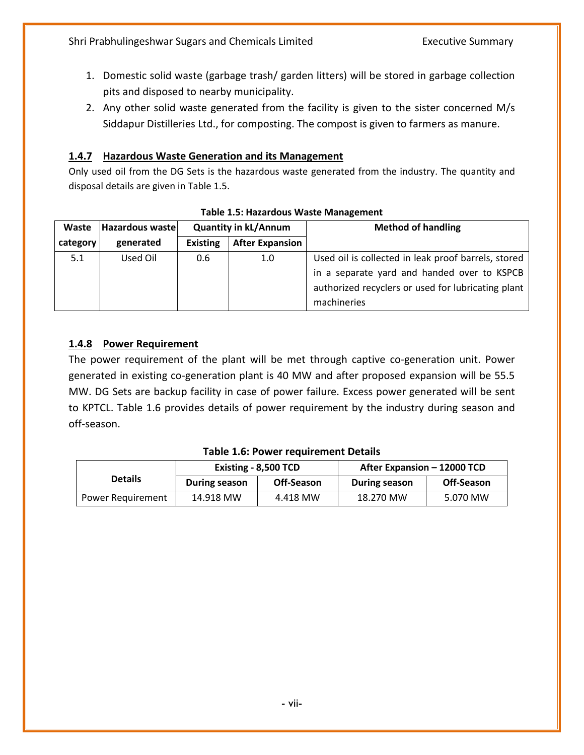1. Domestic solid waste (garbage trash/ garden litters) will be stored in garbage collection pits and disposed to nearby municipality.
2. Any other solid waste generated from the facility is given to the sister concerned M/s Siddapur Distilleries Ltd., for composting. The compost is given to farmers as manure.

### 1.4.7 Hazardous Waste Generation and its Management

Only used oil from the DG Sets is the hazardous waste generated from the industry. The quantity and disposal details are given in Table 1.5.

**Table 1.5: Hazardous Waste Management**

| Waste category | Hazardous waste generated | Quantity in kL/Annum | | Method of handling |
|---|---|---|---|---|
| | | Existing | After Expansion | |
| 5.1 | Used Oil | 0.6 | 1.0 | Used oil is collected in leak proof barrels, stored in a separate yard and handed over to KSPCB authorized recyclers or used for lubricating plant machineries |

### 1.4.8 Power Requirement

The power requirement of the plant will be met through captive co-generation unit. Power generated in existing co-generation plant is 40 MW and after proposed expansion will be 55.5 MW. DG Sets are backup facility in case of power failure. Excess power generated will be sent to KPTCL. Table 1.6 provides details of power requirement by the industry during season and off-season.

**Table 1.6: Power requirement Details**

| Details | Existing - 8,500 TCD | | After Expansion – 12000 TCD | |
|---|---|---|---|---|
| | During season | Off-Season | During season | Off-Season |
| Power Requirement | 14.918 MW | 4.418 MW | 18.270 MW | 5.070 MW |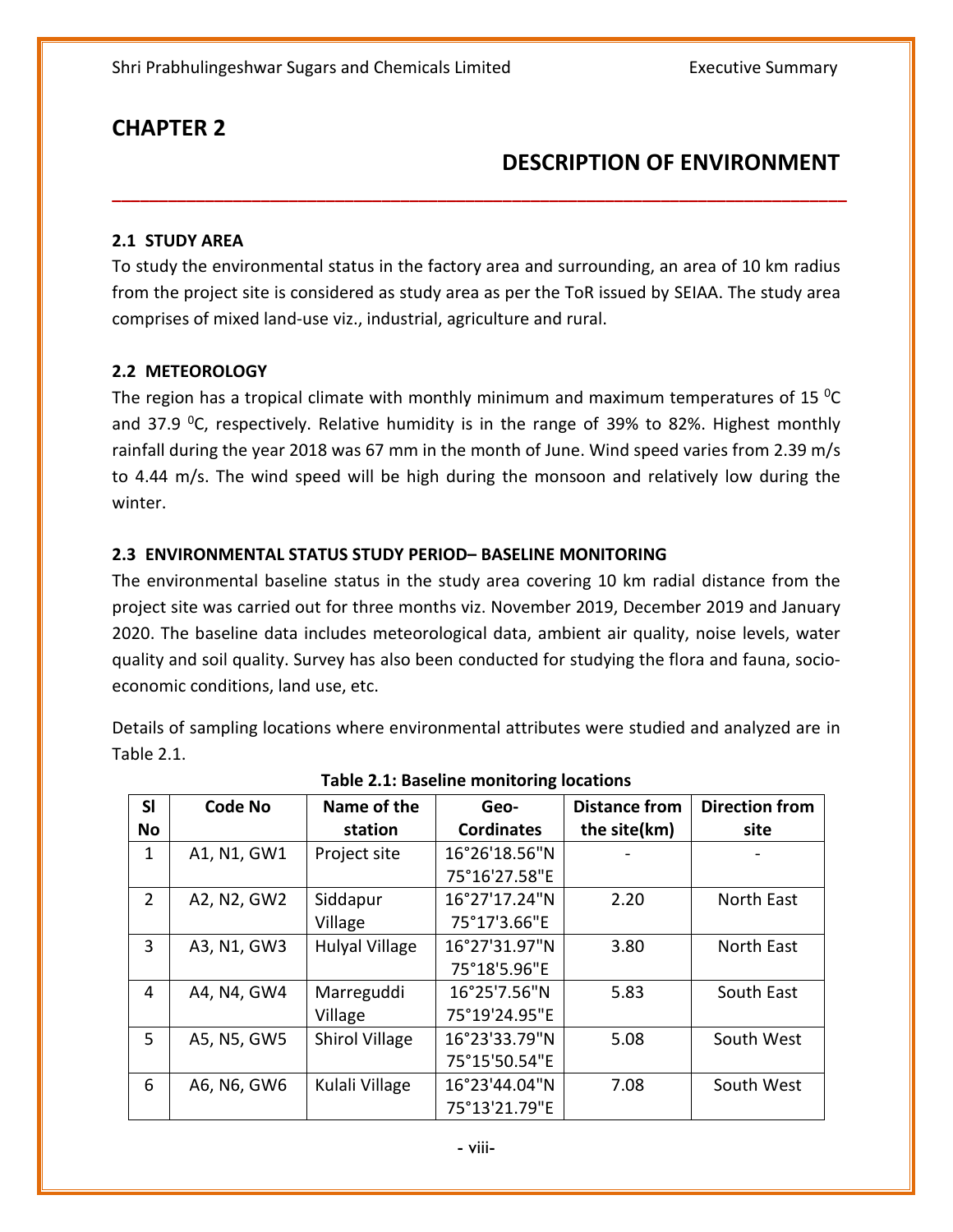# CHAPTER 2

## DESCRIPTION OF ENVIRONMENT

### 2.1 STUDY AREA

To study the environmental status in the factory area and surrounding, an area of 10 km radius from the project site is considered as study area as per the ToR issued by SEIAA. The study area comprises of mixed land-use viz., industrial, agriculture and rural.

### 2.2 METEOROLOGY

The region has a tropical climate with monthly minimum and maximum temperatures of 15 $^0$C and 37.9 $^0$C, respectively. Relative humidity is in the range of 39% to 82%. Highest monthly rainfall during the year 2018 was 67 mm in the month of June. Wind speed varies from 2.39 m/s to 4.44 m/s. The wind speed will be high during the monsoon and relatively low during the winter.

### 2.3 ENVIRONMENTAL STATUS STUDY PERIOD– BASELINE MONITORING

The environmental baseline status in the study area covering 10 km radial distance from the project site was carried out for three months viz. November 2019, December 2019 and January 2020. The baseline data includes meteorological data, ambient air quality, noise levels, water quality and soil quality. Survey has also been conducted for studying the flora and fauna, socio-economic conditions, land use, etc.

Details of sampling locations where environmental attributes were studied and analyzed are in Table 2.1.

**Table 2.1: Baseline monitoring locations**

| Sl No | Code No | Name of the station | Geo-Cordinates | Distance from the site(km) | Direction from site |
|---|---|---|---|---|---|
| 1 | A1, N1, GW1 | Project site | 16°26'18.56"N 75°16'27.58"E | - | - |
| 2 | A2, N2, GW2 | Siddapur Village | 16°27'17.24"N 75°17'3.66"E | 2.20 | North East |
| 3 | A3, N1, GW3 | Hulyal Village | 16°27'31.97"N 75°18'5.96"E | 3.80 | North East |
| 4 | A4, N4, GW4 | Marreguddi Village | 16°25'7.56"N 75°19'24.95"E | 5.83 | South East |
| 5 | A5, N5, GW5 | Shirol Village | 16°23'33.79"N 75°15'50.54"E | 5.08 | South West |
| 6 | A6, N6, GW6 | Kulali Village | 16°23'44.04"N 75°13'21.79"E | 7.08 | South West |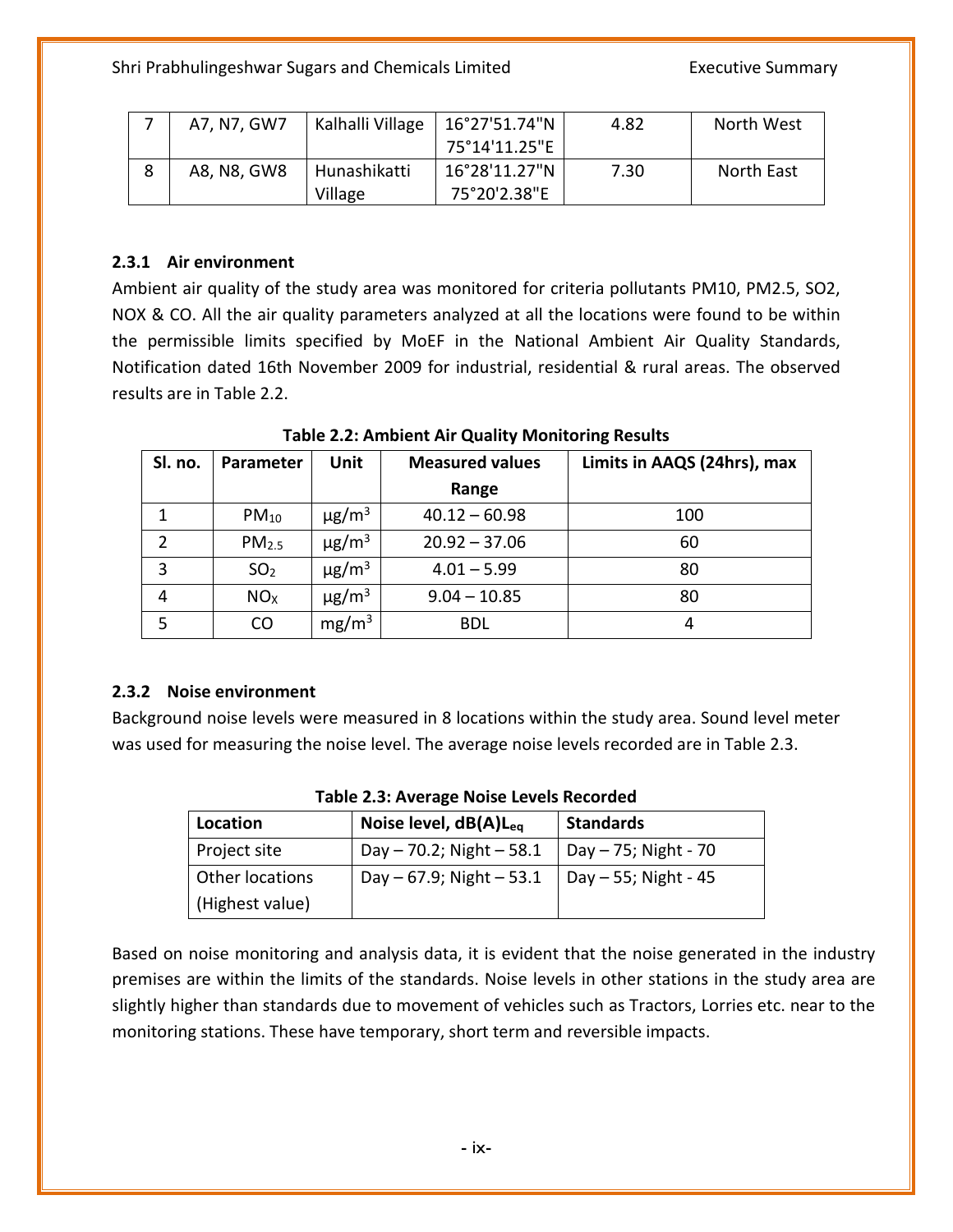| 7 | A7, N7, GW7 | Kalhalli Village | 16°27'51.74"N 75°14'11.25"E | 4.82 | North West |
|---|---|---|---|---|---|
| 8 | A8, N8, GW8 | Hunashikatti Village | 16°28'11.27"N 75°20'2.38"E | 7.30 | North East |

### 2.3.1 Air environment

Ambient air quality of the study area was monitored for criteria pollutants PM10, PM2.5, SO2, NOX & CO. All the air quality parameters analyzed at all the locations were found to be within the permissible limits specified by MoEF in the National Ambient Air Quality Standards, Notification dated 16th November 2009 for industrial, residential & rural areas. The observed results are in Table 2.2.

**Table 2.2: Ambient Air Quality Monitoring Results**

| Sl. no. | Parameter | Unit | Measured values Range | Limits in AAQS (24hrs), max |
|---|---|---|---|---|
| 1 | $PM_{10}$ | $\mu g/m^3$ | 40.12 – 60.98 | 100 |
| 2 | $PM_{2.5}$ | $\mu g/m^3$ | 20.92 – 37.06 | 60 |
| 3 | $SO_2$ | $\mu g/m^3$ | 4.01 – 5.99 | 80 |
| 4 | $NO_X$ | $\mu g/m^3$ | 9.04 – 10.85 | 80 |
| 5 | CO | $mg/m^3$ | BDL | 4 |

### 2.3.2 Noise environment

Background noise levels were measured in 8 locations within the study area. Sound level meter was used for measuring the noise level. The average noise levels recorded are in Table 2.3.

**Table 2.3: Average Noise Levels Recorded**

| Location | Noise level, $dB(A)L_{eq}$ | Standards |
|---|---|---|
| Project site | Day – 70.2; Night – 58.1 | Day – 75; Night - 70 |
| Other locations (Highest value) | Day – 67.9; Night – 53.1 | Day – 55; Night - 45 |

Based on noise monitoring and analysis data, it is evident that the noise generated in the industry premises are within the limits of the standards. Noise levels in other stations in the study area are slightly higher than standards due to movement of vehicles such as Tractors, Lorries etc. near to the monitoring stations. These have temporary, short term and reversible impacts.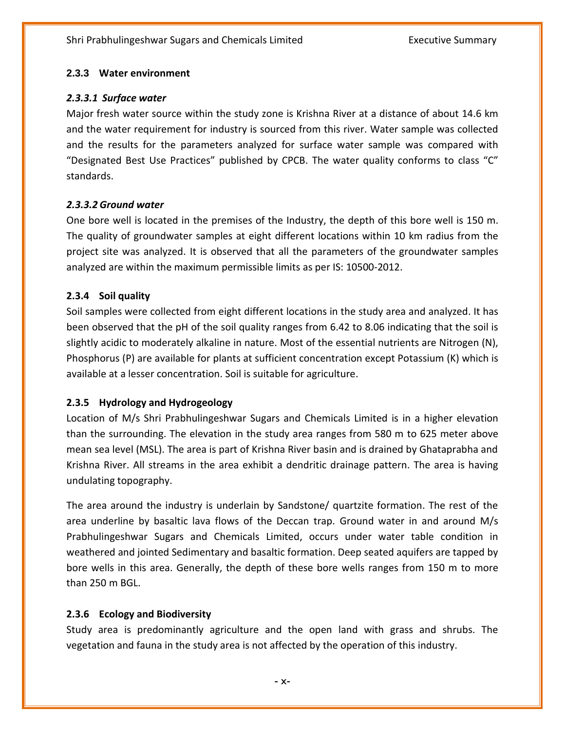### 2.3.3 Water environment

#### *2.3.3.1 Surface water*

Major fresh water source within the study zone is Krishna River at a distance of about 14.6 km and the water requirement for industry is sourced from this river. Water sample was collected and the results for the parameters analyzed for surface water sample was compared with "Designated Best Use Practices" published by CPCB. The water quality conforms to class "C" standards.

#### *2.3.3.2 Ground water*

One bore well is located in the premises of the Industry, the depth of this bore well is 150 m. The quality of groundwater samples at eight different locations within 10 km radius from the project site was analyzed. It is observed that all the parameters of the groundwater samples analyzed are within the maximum permissible limits as per IS: 10500-2012.

### 2.3.4 Soil quality

Soil samples were collected from eight different locations in the study area and analyzed. It has been observed that the pH of the soil quality ranges from 6.42 to 8.06 indicating that the soil is slightly acidic to moderately alkaline in nature. Most of the essential nutrients are Nitrogen (N), Phosphorus (P) are available for plants at sufficient concentration except Potassium (K) which is available at a lesser concentration. Soil is suitable for agriculture.

### 2.3.5 Hydrology and Hydrogeology

Location of M/s Shri Prabhulingeshwar Sugars and Chemicals Limited is in a higher elevation than the surrounding. The elevation in the study area ranges from 580 m to 625 meter above mean sea level (MSL). The area is part of Krishna River basin and is drained by Ghataprabha and Krishna River. All streams in the area exhibit a dendritic drainage pattern. The area is having undulating topography.

The area around the industry is underlain by Sandstone/ quartzite formation. The rest of the area underline by basaltic lava flows of the Deccan trap. Ground water in and around M/s Prabhulingeshwar Sugars and Chemicals Limited, occurs under water table condition in weathered and jointed Sedimentary and basaltic formation. Deep seated aquifers are tapped by bore wells in this area. Generally, the depth of these bore wells ranges from 150 m to more than 250 m BGL.

### 2.3.6 Ecology and Biodiversity

Study area is predominantly agriculture and the open land with grass and shrubs. The vegetation and fauna in the study area is not affected by the operation of this industry.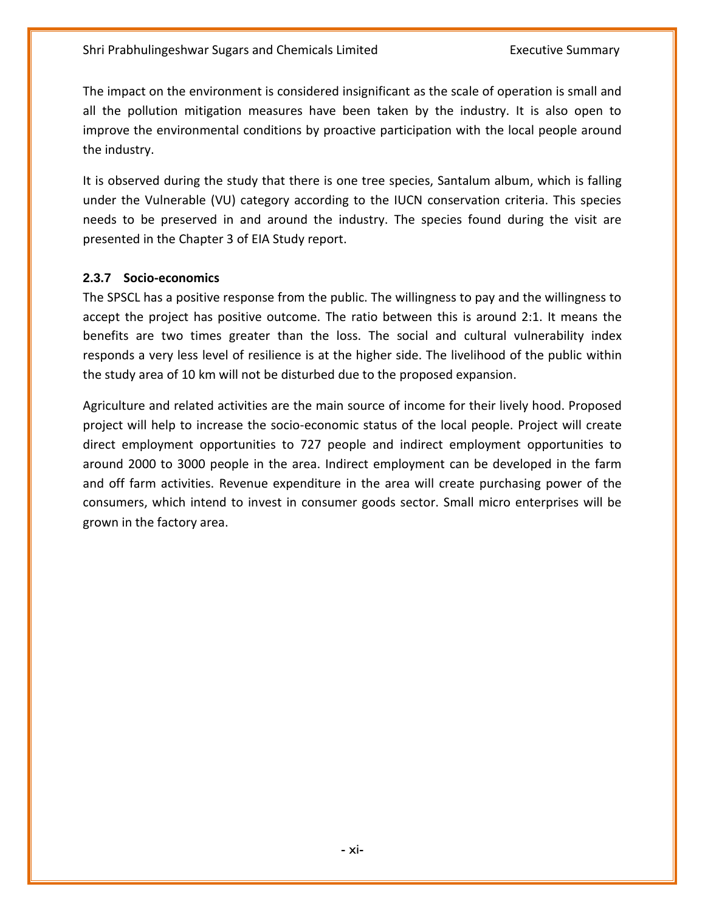The impact on the environment is considered insignificant as the scale of operation is small and all the pollution mitigation measures have been taken by the industry. It is also open to improve the environmental conditions by proactive participation with the local people around the industry.

It is observed during the study that there is one tree species, Santalum album, which is falling under the Vulnerable (VU) category according to the IUCN conservation criteria. This species needs to be preserved in and around the industry. The species found during the visit are presented in the Chapter 3 of EIA Study report.

### 2.3.7 Socio-economics

The SPSCL has a positive response from the public. The willingness to pay and the willingness to accept the project has positive outcome. The ratio between this is around 2:1. It means the benefits are two times greater than the loss. The social and cultural vulnerability index responds a very less level of resilience is at the higher side. The livelihood of the public within the study area of 10 km will not be disturbed due to the proposed expansion.

Agriculture and related activities are the main source of income for their lively hood. Proposed project will help to increase the socio-economic status of the local people. Project will create direct employment opportunities to 727 people and indirect employment opportunities to around 2000 to 3000 people in the area. Indirect employment can be developed in the farm and off farm activities. Revenue expenditure in the area will create purchasing power of the consumers, which intend to invest in consumer goods sector. Small micro enterprises will be grown in the factory area.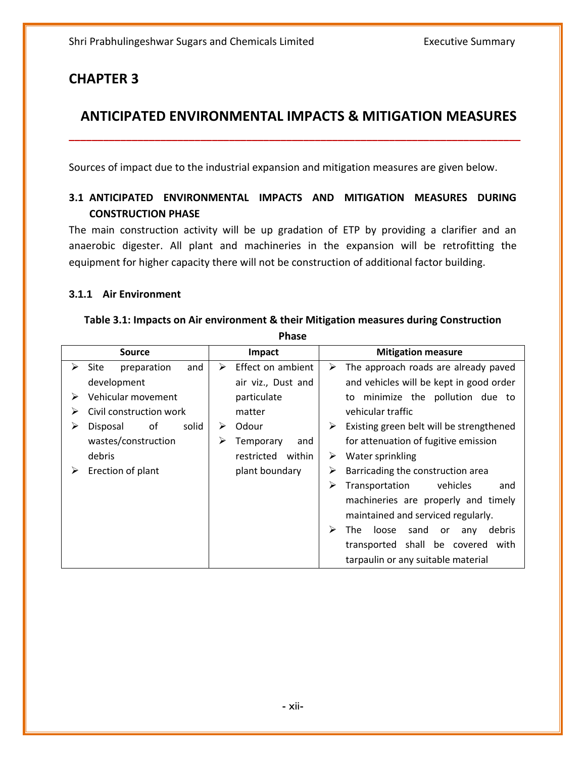# CHAPTER 3

## ANTICIPATED ENVIRONMENTAL IMPACTS & MITIGATION MEASURES

Sources of impact due to the industrial expansion and mitigation measures are given below.

### 3.1 ANTICIPATED ENVIRONMENTAL IMPACTS AND MITIGATION MEASURES DURING CONSTRUCTION PHASE

The main construction activity will be up gradation of ETP by providing a clarifier and an anaerobic digester. All plant and machineries in the expansion will be retrofitting the equipment for higher capacity there will not be construction of additional factor building.

#### 3.1.1 Air Environment

**Table 3.1: Impacts on Air environment & their Mitigation measures during Construction Phase**

| Source | Impact | Mitigation measure |
|---|---|---|
| ➢ Site preparation and development<br>➢ Vehicular movement<br>➢ Civil construction work<br>➢ Disposal of solid wastes/construction debris<br>➢ Erection of plant | ➢ Effect on ambient air viz., Dust and particulate matter<br>➢ Odour<br>➢ Temporary and restricted within plant boundary | ➢ The approach roads are already paved and vehicles will be kept in good order to minimize the pollution due to vehicular traffic<br>➢ Existing green belt will be strengthened for attenuation of fugitive emission<br>➢ Water sprinkling<br>➢ Barricading the construction area<br>➢ Transportation vehicles and machineries are properly and timely maintained and serviced regularly.<br>➢ The loose sand or any debris transported shall be covered with tarpaulin or any suitable material |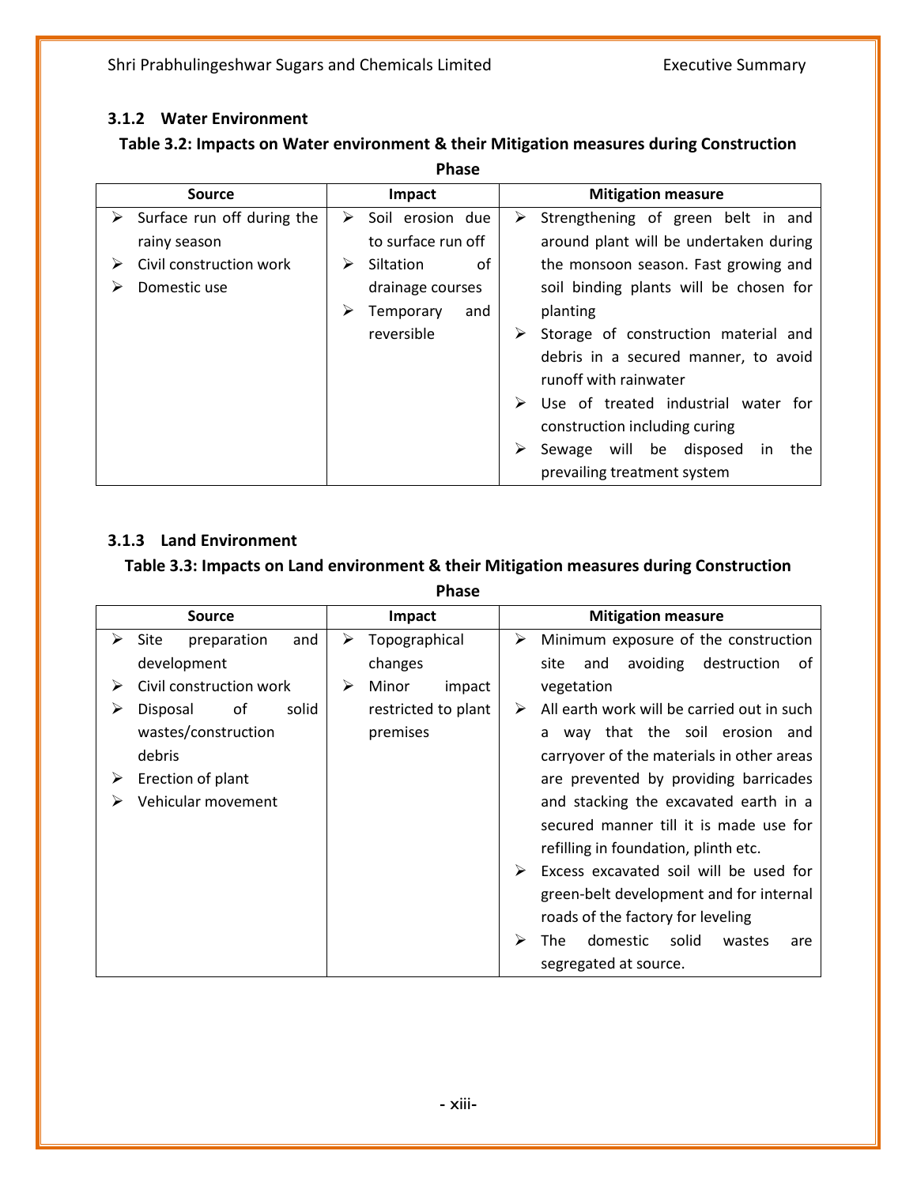### 3.1.2 Water Environment

**Table 3.2: Impacts on Water environment & their Mitigation measures during Construction Phase**

| Source | Impact | Mitigation measure |
|---|---|---|
| ➢ Surface run off during the rainy season<br>➢ Civil construction work<br>➢ Domestic use | ➢ Soil erosion due to surface run off<br>➢ Siltation of drainage courses<br>➢ Temporary and reversible | ➢ Strengthening of green belt in and around plant will be undertaken during the monsoon season. Fast growing and soil binding plants will be chosen for planting<br>➢ Storage of construction material and debris in a secured manner, to avoid runoff with rainwater<br>➢ Use of treated industrial water for construction including curing<br>➢ Sewage will be disposed in the prevailing treatment system |

### 3.1.3 Land Environment

**Table 3.3: Impacts on Land environment & their Mitigation measures during Construction Phase**

| Source | Impact | Mitigation measure |
|---|---|---|
| ➢ Site preparation and development<br>➢ Civil construction work<br>➢ Disposal of solid wastes/construction debris<br>➢ Erection of plant<br>➢ Vehicular movement | ➢ Topographical changes<br>➢ Minor impact restricted to plant premises | ➢ Minimum exposure of the construction site and avoiding destruction of vegetation<br>➢ All earth work will be carried out in such a way that the soil erosion and carryover of the materials in other areas are prevented by providing barricades and stacking the excavated earth in a secured manner till it is made use for refilling in foundation, plinth etc.<br>➢ Excess excavated soil will be used for green-belt development and for internal roads of the factory for leveling<br>➢ The domestic solid wastes are segregated at source. |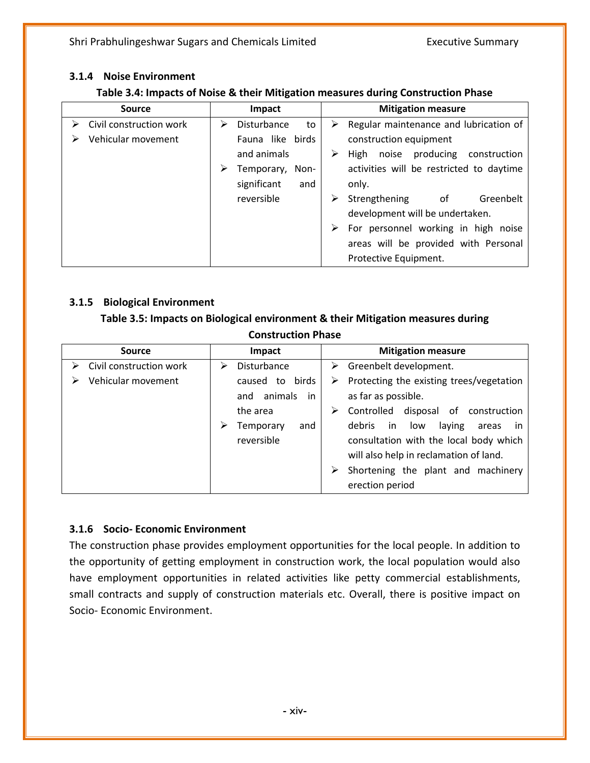### 3.1.4 Noise Environment

**Table 3.4: Impacts of Noise & their Mitigation measures during Construction Phase**

| Source | Impact | Mitigation measure |
|---|---|---|
| ➢ Civil construction work<br>➢ Vehicular movement | ➢ Disturbance to Fauna like birds and animals<br>➢ Temporary, Non-significant and reversible | ➢ Regular maintenance and lubrication of construction equipment<br>➢ High noise producing construction activities will be restricted to daytime only.<br>➢ Strengthening of Greenbelt development will be undertaken.<br>➢ For personnel working in high noise areas will be provided with Personal Protective Equipment. |

### 3.1.5 Biological Environment

**Table 3.5: Impacts on Biological environment & their Mitigation measures during Construction Phase**

| Source | Impact | Mitigation measure |
|---|---|---|
| ➢ Civil construction work<br>➢ Vehicular movement | ➢ Disturbance caused to birds and animals in the area<br>➢ Temporary and reversible | ➢ Greenbelt development.<br>➢ Protecting the existing trees/vegetation as far as possible.<br>➢ Controlled disposal of construction debris in low laying areas in consultation with the local body which will also help in reclamation of land.<br>➢ Shortening the plant and machinery erection period |

### 3.1.6 Socio- Economic Environment

The construction phase provides employment opportunities for the local people. In addition to the opportunity of getting employment in construction work, the local population would also have employment opportunities in related activities like petty commercial establishments, small contracts and supply of construction materials etc. Overall, there is positive impact on Socio- Economic Environment.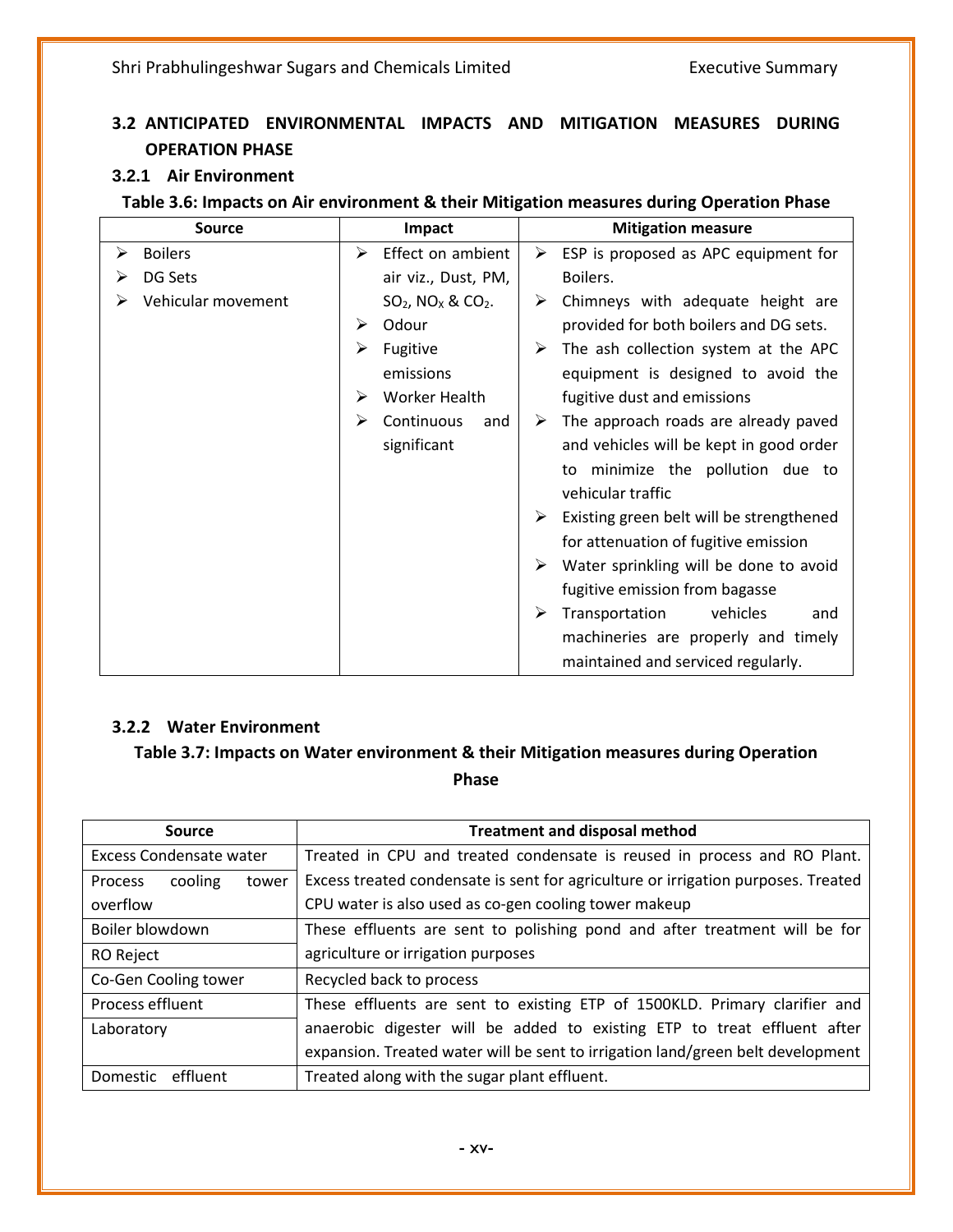## 3.2 ANTICIPATED ENVIRONMENTAL IMPACTS AND MITIGATION MEASURES DURING OPERATION PHASE

### 3.2.1 Air Environment

**Table 3.6: Impacts on Air environment & their Mitigation measures during Operation Phase**

| Source | Impact | Mitigation measure |
|---|---|---|
| ➢ Boilers<br>➢ DG Sets<br>➢ Vehicular movement | ➢ Effect on ambient air viz., Dust, PM, $SO_2$, $NO_X$ & $CO_2$.<br>➢ Odour<br>➢ Fugitive emissions<br>➢ Worker Health<br>➢ Continuous and significant | ➢ ESP is proposed as APC equipment for Boilers.<br>➢ Chimneys with adequate height are provided for both boilers and DG sets.<br>➢ The ash collection system at the APC equipment is designed to avoid the fugitive dust and emissions<br>➢ The approach roads are already paved and vehicles will be kept in good order to minimize the pollution due to vehicular traffic<br>➢ Existing green belt will be strengthened for attenuation of fugitive emission<br>➢ Water sprinkling will be done to avoid fugitive emission from bagasse<br>➢ Transportation vehicles and machineries are properly and timely maintained and serviced regularly. |

### 3.2.2 Water Environment

**Table 3.7: Impacts on Water environment & their Mitigation measures during Operation Phase**

| Source | Treatment and disposal method |
|---|---|
| Excess Condensate water | Treated in CPU and treated condensate is reused in process and RO Plant. Excess treated condensate is sent for agriculture or irrigation purposes. Treated CPU water is also used as co-gen cooling tower makeup |
| Process cooling tower overflow | |
| Boiler blowdown | These effluents are sent to polishing pond and after treatment will be for agriculture or irrigation purposes |
| RO Reject | |
| Co-Gen Cooling tower | Recycled back to process |
| Process effluent | These effluents are sent to existing ETP of 1500KLD. Primary clarifier and anaerobic digester will be added to existing ETP to treat effluent after expansion. Treated water will be sent to irrigation land/green belt development |
| Laboratory | |
| Domestic effluent | Treated along with the sugar plant effluent. |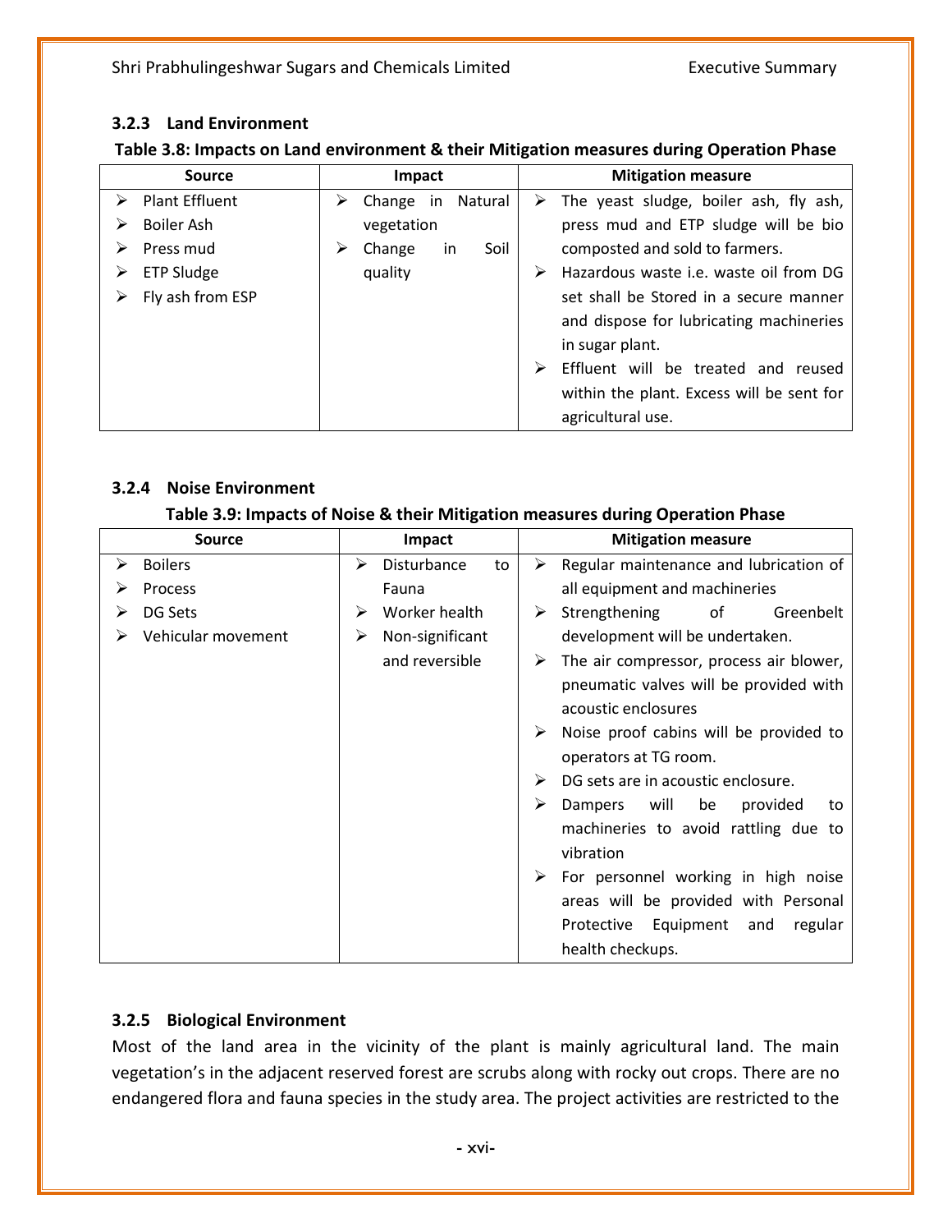### 3.2.3 Land Environment

**Table 3.8: Impacts on Land environment & their Mitigation measures during Operation Phase**

| Source | Impact | Mitigation measure |
|---|---|---|
| ➢ Plant Effluent<br>➢ Boiler Ash<br>➢ Press mud<br>➢ ETP Sludge<br>➢ Fly ash from ESP | ➢ Change in Natural vegetation<br>➢ Change in Soil quality | ➢ The yeast sludge, boiler ash, fly ash, press mud and ETP sludge will be bio composted and sold to farmers.<br>➢ Hazardous waste i.e. waste oil from DG set shall be Stored in a secure manner and dispose for lubricating machineries in sugar plant.<br>➢ Effluent will be treated and reused within the plant. Excess will be sent for agricultural use. |

### 3.2.4 Noise Environment

**Table 3.9: Impacts of Noise & their Mitigation measures during Operation Phase**

| Source | Impact | Mitigation measure |
|---|---|---|
| ➢ Boilers<br>➢ Process<br>➢ DG Sets<br>➢ Vehicular movement | ➢ Disturbance to Fauna<br>➢ Worker health<br>➢ Non-significant and reversible | ➢ Regular maintenance and lubrication of all equipment and machineries<br>➢ Strengthening of Greenbelt development will be undertaken.<br>➢ The air compressor, process air blower, pneumatic valves will be provided with acoustic enclosures<br>➢ Noise proof cabins will be provided to operators at TG room.<br>➢ DG sets are in acoustic enclosure.<br>➢ Dampers will be provided to machineries to avoid rattling due to vibration<br>➢ For personnel working in high noise areas will be provided with Personal Protective Equipment and regular health checkups. |

### 3.2.5 Biological Environment

Most of the land area in the vicinity of the plant is mainly agricultural land. The main vegetation's in the adjacent reserved forest are scrubs along with rocky out crops. There are no endangered flora and fauna species in the study area. The project activities are restricted to the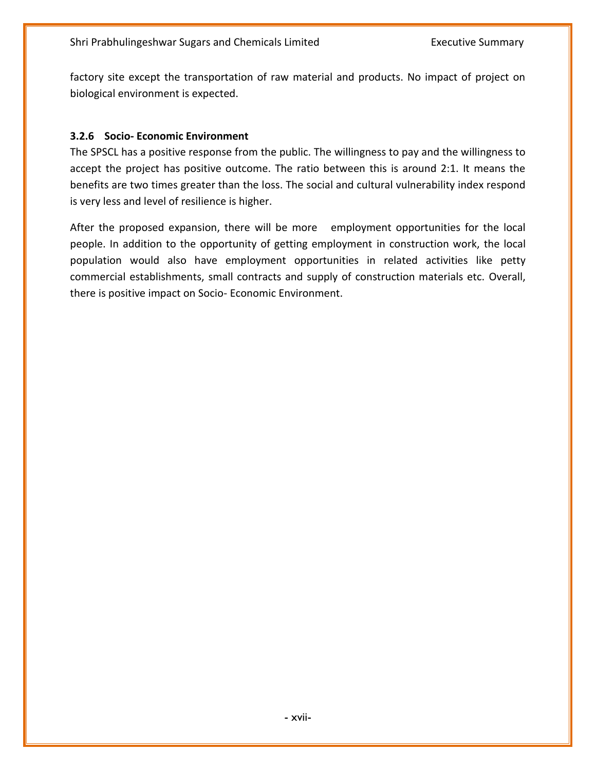factory site except the transportation of raw material and products. No impact of project on biological environment is expected.

### 3.2.6 Socio- Economic Environment

The SPSCL has a positive response from the public. The willingness to pay and the willingness to accept the project has positive outcome. The ratio between this is around 2:1. It means the benefits are two times greater than the loss. The social and cultural vulnerability index respond is very less and level of resilience is higher.

After the proposed expansion, there will be more employment opportunities for the local people. In addition to the opportunity of getting employment in construction work, the local population would also have employment opportunities in related activities like petty commercial establishments, small contracts and supply of construction materials etc. Overall, there is positive impact on Socio- Economic Environment.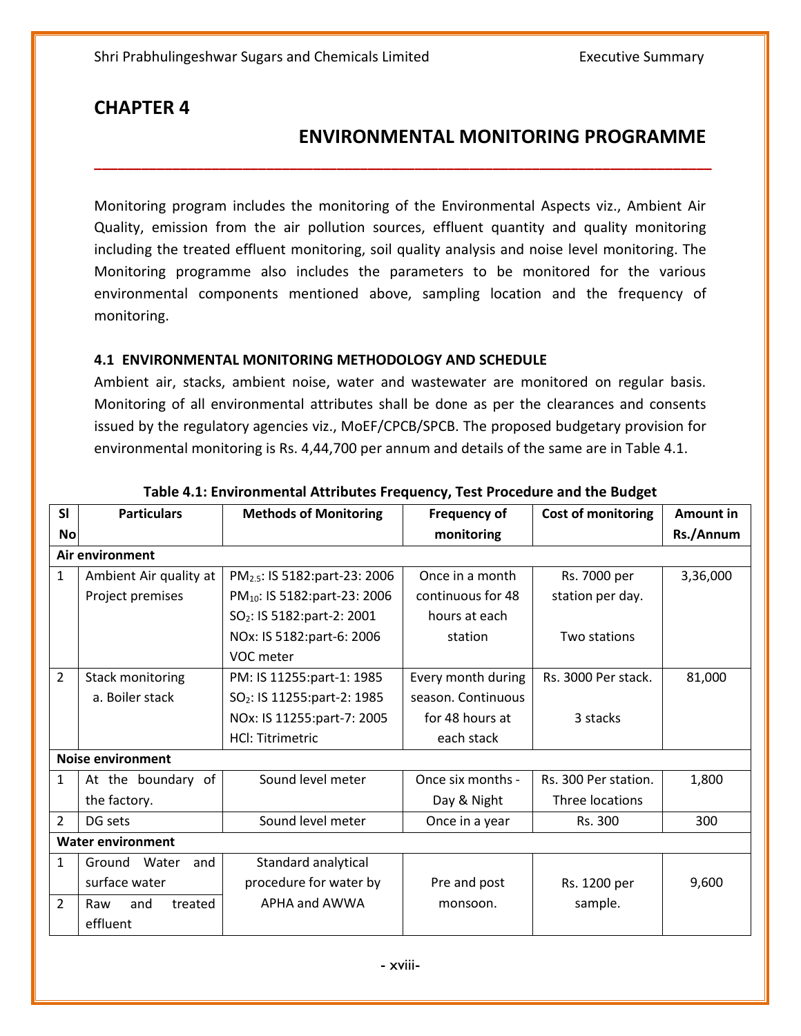# CHAPTER 4

## ENVIRONMENTAL MONITORING PROGRAMME

Monitoring program includes the monitoring of the Environmental Aspects viz., Ambient Air Quality, emission from the air pollution sources, effluent quantity and quality monitoring including the treated effluent monitoring, soil quality analysis and noise level monitoring. The Monitoring programme also includes the parameters to be monitored for the various environmental components mentioned above, sampling location and the frequency of monitoring.

### 4.1 ENVIRONMENTAL MONITORING METHODOLOGY AND SCHEDULE

Ambient air, stacks, ambient noise, water and wastewater are monitored on regular basis. Monitoring of all environmental attributes shall be done as per the clearances and consents issued by the regulatory agencies viz., MoEF/CPCB/SPCB. The proposed budgetary provision for environmental monitoring is Rs. 4,44,700 per annum and details of the same are in Table 4.1.

**Table 4.1: Environmental Attributes Frequency, Test Procedure and the Budget**

| Sl No | Particulars | Methods of Monitoring | Frequency of monitoring | Cost of monitoring | Amount in Rs./Annum |
|---|---|---|---|---|---|
| **Air environment** | | | | | |
| 1 | Ambient Air quality at Project premises | $PM_{2.5}$: IS 5182:part-23: 2006<br>$PM_{10}$: IS 5182:part-23: 2006<br>$SO_2$: IS 5182:part-2: 2001<br>NOx: IS 5182:part-6: 2006<br>VOC meter | Once in a month continuous for 48 hours at each station | Rs. 7000 per station per day.<br><br>Two stations | 3,36,000 |
| 2 | Stack monitoring<br>a. Boiler stack | PM: IS 11255:part-1: 1985<br>$SO_2$: IS 11255:part-2: 1985<br>NOx: IS 11255:part-7: 2005<br>HCl: Titrimetric | Every month during season. Continuous for 48 hours at each stack | Rs. 3000 Per stack.<br><br>3 stacks | 81,000 |
| **Noise environment** | | | | | |
| 1 | At the boundary of the factory. | Sound level meter | Once six months - Day & Night | Rs. 300 Per station. Three locations | 1,800 |
| 2 | DG sets | Sound level meter | Once in a year | Rs. 300 | 300 |
| **Water environment** | | | | | |
| 1 | Ground Water and surface water | Standard analytical procedure for water by APHA and AWWA | Pre and post monsoon. | Rs. 1200 per sample. | 9,600 |
| 2 | Raw and treated effluent | | | | |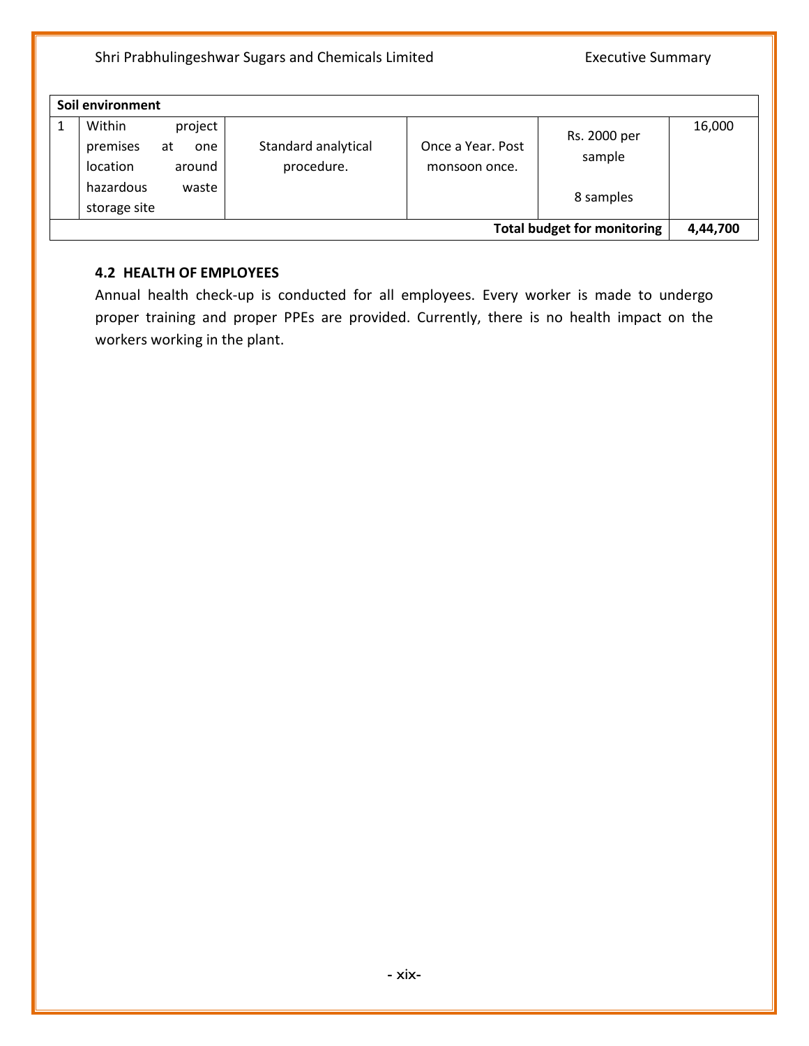| | | | | | |
|---|---|---|---|---|---|
| **Soil environment** | | | | | |
| 1 | Within project premises at one location around hazardous waste storage site | Standard analytical procedure. | Once a Year. Post monsoon once. | Rs. 2000 per sample<br><br>8 samples | 16,000 |
| | | | | **Total budget for monitoring** | **4,44,700** |

### 4.2 HEALTH OF EMPLOYEES

Annual health check-up is conducted for all employees. Every worker is made to undergo proper training and proper PPEs are provided. Currently, there is no health impact on the workers working in the plant.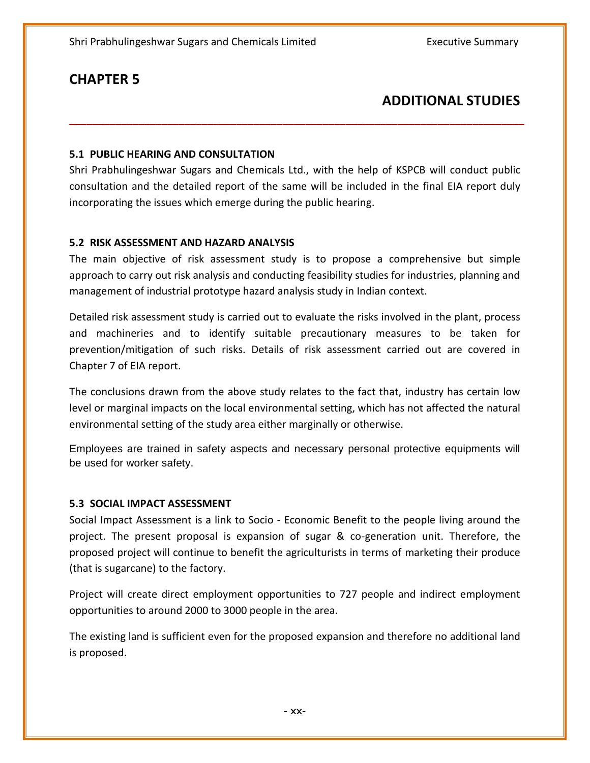# CHAPTER 5

# ADDITIONAL STUDIES

## 5.1 PUBLIC HEARING AND CONSULTATION

Shri Prabhulingeshwar Sugars and Chemicals Ltd., with the help of KSPCB will conduct public consultation and the detailed report of the same will be included in the final EIA report duly incorporating the issues which emerge during the public hearing.

## 5.2 RISK ASSESSMENT AND HAZARD ANALYSIS

The main objective of risk assessment study is to propose a comprehensive but simple approach to carry out risk analysis and conducting feasibility studies for industries, planning and management of industrial prototype hazard analysis study in Indian context.

Detailed risk assessment study is carried out to evaluate the risks involved in the plant, process and machineries and to identify suitable precautionary measures to be taken for prevention/mitigation of such risks. Details of risk assessment carried out are covered in Chapter 7 of EIA report.

The conclusions drawn from the above study relates to the fact that, industry has certain low level or marginal impacts on the local environmental setting, which has not affected the natural environmental setting of the study area either marginally or otherwise.

Employees are trained in safety aspects and necessary personal protective equipments will be used for worker safety.

## 5.3 SOCIAL IMPACT ASSESSMENT

Social Impact Assessment is a link to Socio - Economic Benefit to the people living around the project. The present proposal is expansion of sugar & co-generation unit. Therefore, the proposed project will continue to benefit the agriculturists in terms of marketing their produce (that is sugarcane) to the factory.

Project will create direct employment opportunities to 727 people and indirect employment opportunities to around 2000 to 3000 people in the area.

The existing land is sufficient even for the proposed expansion and therefore no additional land is proposed.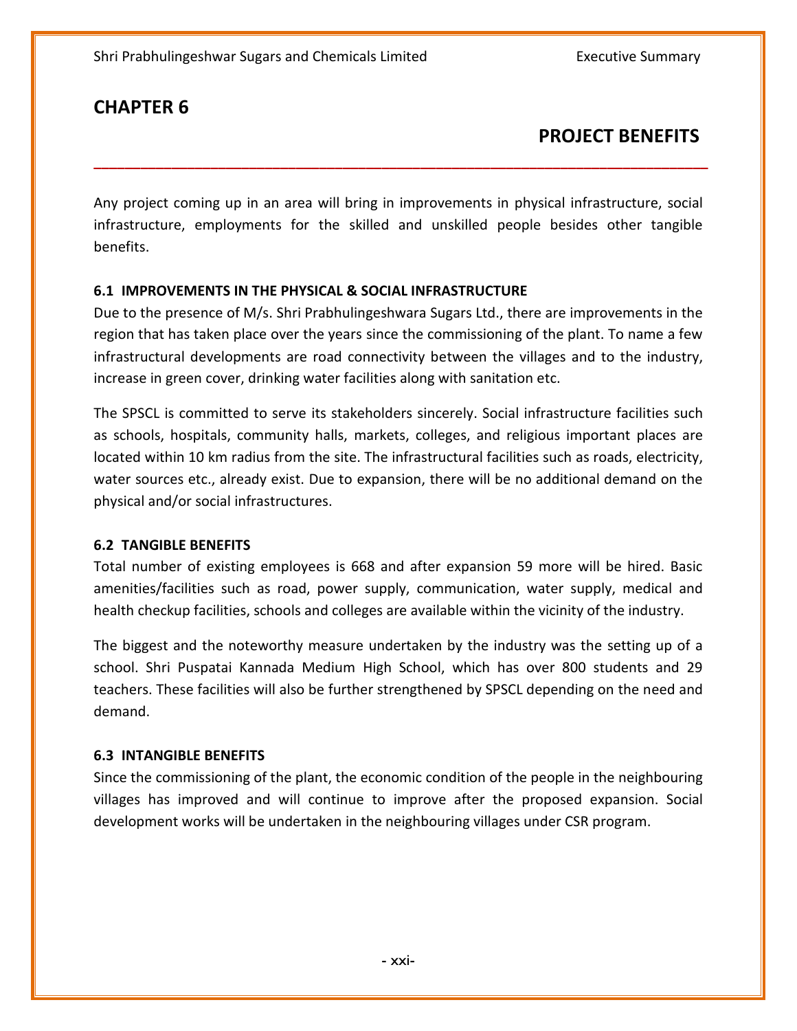# CHAPTER 6

## PROJECT BENEFITS

Any project coming up in an area will bring in improvements in physical infrastructure, social infrastructure, employments for the skilled and unskilled people besides other tangible benefits.

### 6.1 IMPROVEMENTS IN THE PHYSICAL & SOCIAL INFRASTRUCTURE

Due to the presence of M/s. Shri Prabhulingeshwara Sugars Ltd., there are improvements in the region that has taken place over the years since the commissioning of the plant. To name a few infrastructural developments are road connectivity between the villages and to the industry, increase in green cover, drinking water facilities along with sanitation etc.

The SPSCL is committed to serve its stakeholders sincerely. Social infrastructure facilities such as schools, hospitals, community halls, markets, colleges, and religious important places are located within 10 km radius from the site. The infrastructural facilities such as roads, electricity, water sources etc., already exist. Due to expansion, there will be no additional demand on the physical and/or social infrastructures.

### 6.2 TANGIBLE BENEFITS

Total number of existing employees is 668 and after expansion 59 more will be hired. Basic amenities/facilities such as road, power supply, communication, water supply, medical and health checkup facilities, schools and colleges are available within the vicinity of the industry.

The biggest and the noteworthy measure undertaken by the industry was the setting up of a school. Shri Puspatai Kannada Medium High School, which has over 800 students and 29 teachers. These facilities will also be further strengthened by SPSCL depending on the need and demand.

### 6.3 INTANGIBLE BENEFITS

Since the commissioning of the plant, the economic condition of the people in the neighbouring villages has improved and will continue to improve after the proposed expansion. Social development works will be undertaken in the neighbouring villages under CSR program.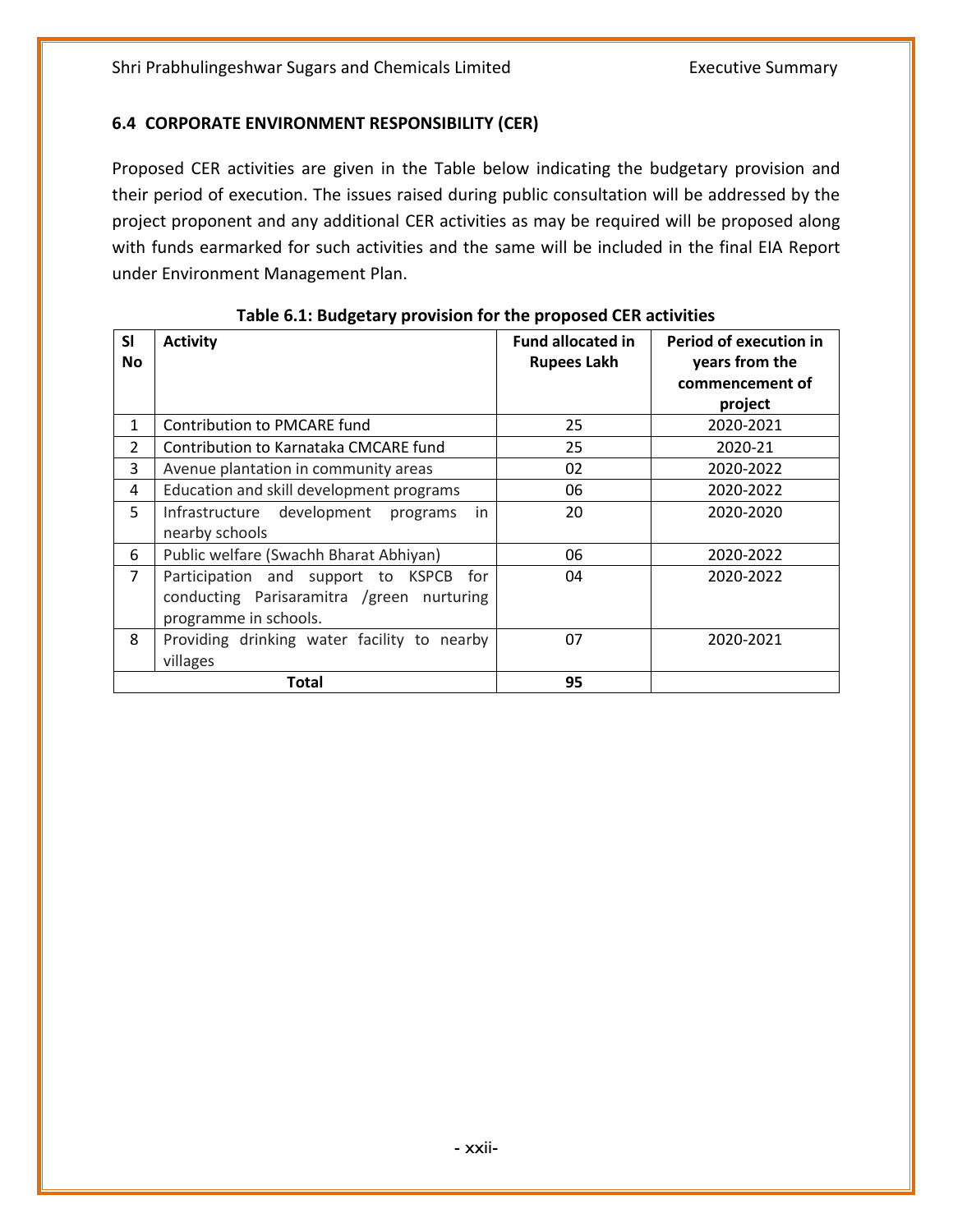### 6.4 CORPORATE ENVIRONMENT RESPONSIBILITY (CER)

Proposed CER activities are given in the Table below indicating the budgetary provision and their period of execution. The issues raised during public consultation will be addressed by the project proponent and any additional CER activities as may be required will be proposed along with funds earmarked for such activities and the same will be included in the final EIA Report under Environment Management Plan.

**Table 6.1: Budgetary provision for the proposed CER activities**

| Sl No | Activity | Fund allocated in Rupees Lakh | Period of execution in years from the commencement of project |
|---|---|---|---|
| 1 | Contribution to PMCARE fund | 25 | 2020-2021 |
| 2 | Contribution to Karnataka CMCARE fund | 25 | 2020-21 |
| 3 | Avenue plantation in community areas | 02 | 2020-2022 |
| 4 | Education and skill development programs | 06 | 2020-2022 |
| 5 | Infrastructure development programs in nearby schools | 20 | 2020-2020 |
| 6 | Public welfare (Swachh Bharat Abhiyan) | 06 | 2020-2022 |
| 7 | Participation and support to KSPCB for conducting Parisaramitra /green nurturing programme in schools. | 04 | 2020-2022 |
| 8 | Providing drinking water facility to nearby villages | 07 | 2020-2021 |
| **Total** | | **95** | |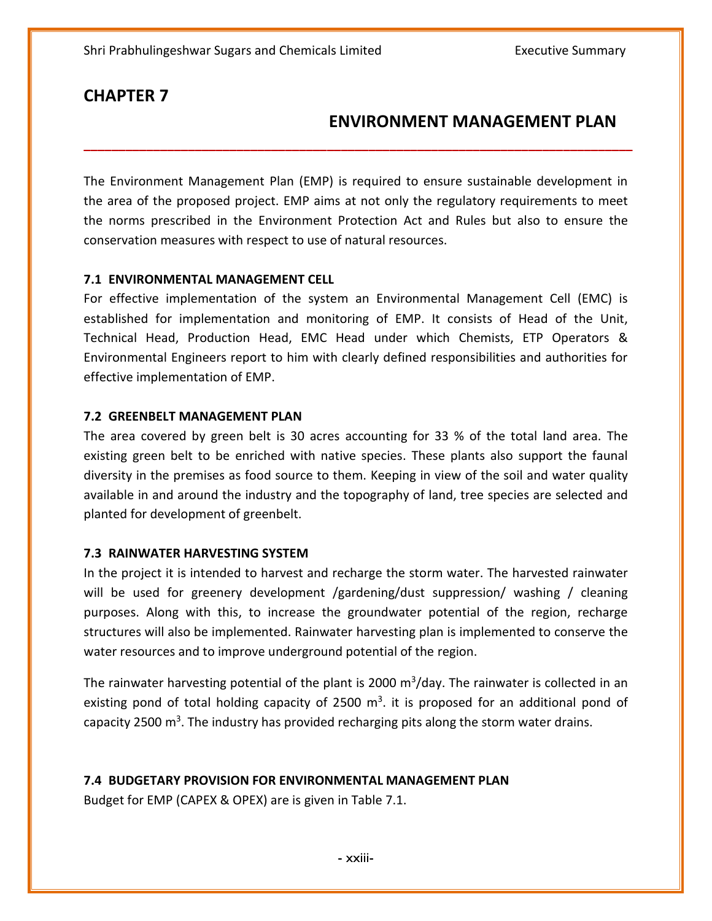# CHAPTER 7

## ENVIRONMENT MANAGEMENT PLAN

The Environment Management Plan (EMP) is required to ensure sustainable development in the area of the proposed project. EMP aims at not only the regulatory requirements to meet the norms prescribed in the Environment Protection Act and Rules but also to ensure the conservation measures with respect to use of natural resources.

### 7.1 ENVIRONMENTAL MANAGEMENT CELL

For effective implementation of the system an Environmental Management Cell (EMC) is established for implementation and monitoring of EMP. It consists of Head of the Unit, Technical Head, Production Head, EMC Head under which Chemists, ETP Operators & Environmental Engineers report to him with clearly defined responsibilities and authorities for effective implementation of EMP.

### 7.2 GREENBELT MANAGEMENT PLAN

The area covered by green belt is 30 acres accounting for 33 % of the total land area. The existing green belt to be enriched with native species. These plants also support the faunal diversity in the premises as food source to them. Keeping in view of the soil and water quality available in and around the industry and the topography of land, tree species are selected and planted for development of greenbelt.

### 7.3 RAINWATER HARVESTING SYSTEM

In the project it is intended to harvest and recharge the storm water. The harvested rainwater will be used for greenery development /gardening/dust suppression/ washing / cleaning purposes. Along with this, to increase the groundwater potential of the region, recharge structures will also be implemented. Rainwater harvesting plan is implemented to conserve the water resources and to improve underground potential of the region.

The rainwater harvesting potential of the plant is 2000 $m^3$/day. The rainwater is collected in an existing pond of total holding capacity of 2500 $m^3$. it is proposed for an additional pond of capacity 2500 $m^3$. The industry has provided recharging pits along the storm water drains.

### 7.4 BUDGETARY PROVISION FOR ENVIRONMENTAL MANAGEMENT PLAN

Budget for EMP (CAPEX & OPEX) are is given in Table 7.1.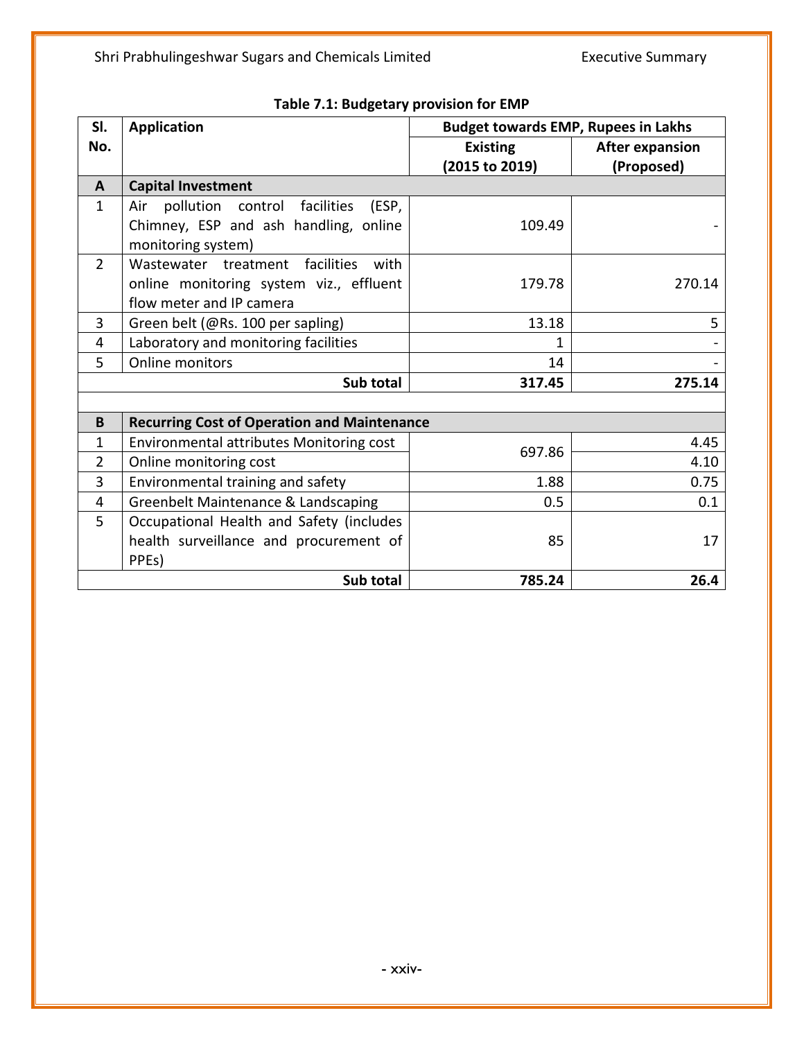**Table 7.1: Budgetary provision for EMP**

| Sl. No. | Application | Budget towards EMP, Rupees in Lakhs | |
|---|---|---|---|
| | | Existing (2015 to 2019) | After expansion (Proposed) |
| **A** | **Capital Investment** | | |
| 1 | Air pollution control facilities (ESP, Chimney, ESP and ash handling, online monitoring system) | 109.49 | - |
| 2 | Wastewater treatment facilities with online monitoring system viz., effluent flow meter and IP camera | 179.78 | 270.14 |
| 3 | Green belt (@Rs. 100 per sapling) | 13.18 | 5 |
| 4 | Laboratory and monitoring facilities | 1 | - |
| 5 | Online monitors | 14 | - |
| | **Sub total** | **317.45** | **275.14** |
| | | | |
| **B** | **Recurring Cost of Operation and Maintenance** | | |
| 1 | Environmental attributes Monitoring cost | 697.86 | 4.45 |
| 2 | Online monitoring cost | | 4.10 |
| 3 | Environmental training and safety | 1.88 | 0.75 |
| 4 | Greenbelt Maintenance & Landscaping | 0.5 | 0.1 |
| 5 | Occupational Health and Safety (includes health surveillance and procurement of PPEs) | 85 | 17 |
| | **Sub total** | **785.24** | **26.4** |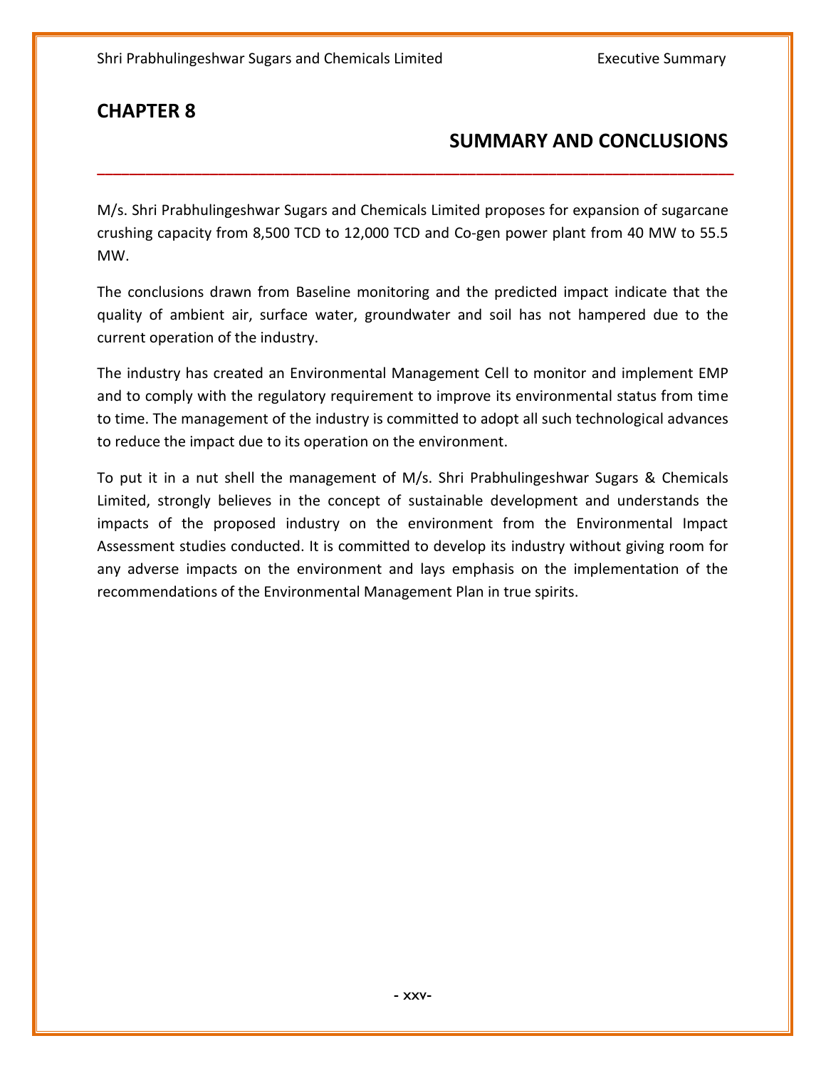# CHAPTER 8

## SUMMARY AND CONCLUSIONS

M/s. Shri Prabhulingeshwar Sugars and Chemicals Limited proposes for expansion of sugarcane crushing capacity from 8,500 TCD to 12,000 TCD and Co-gen power plant from 40 MW to 55.5 MW.

The conclusions drawn from Baseline monitoring and the predicted impact indicate that the quality of ambient air, surface water, groundwater and soil has not hampered due to the current operation of the industry.

The industry has created an Environmental Management Cell to monitor and implement EMP and to comply with the regulatory requirement to improve its environmental status from time to time. The management of the industry is committed to adopt all such technological advances to reduce the impact due to its operation on the environment.

To put it in a nut shell the management of M/s. Shri Prabhulingeshwar Sugars & Chemicals Limited, strongly believes in the concept of sustainable development and understands the impacts of the proposed industry on the environment from the Environmental Impact Assessment studies conducted. It is committed to develop its industry without giving room for any adverse impacts on the environment and lays emphasis on the implementation of the recommendations of the Environmental Management Plan in true spirits.